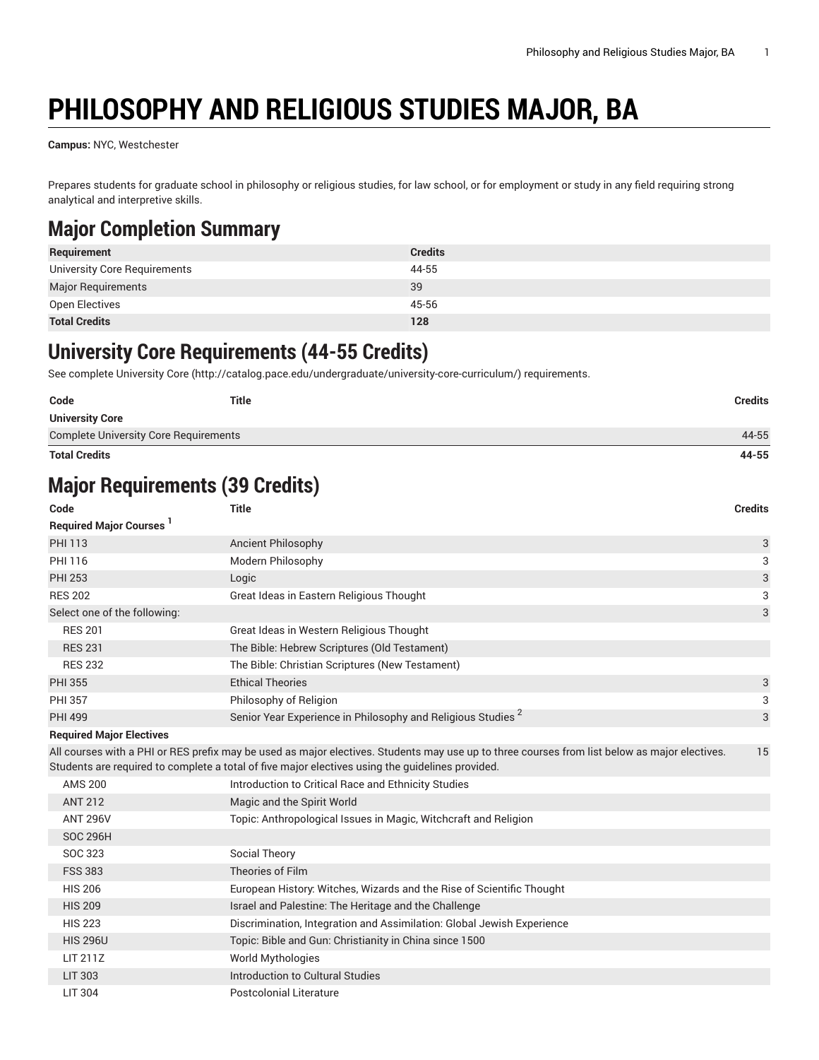# PHILOSOPHY AND RELIGIOUS STUDIES MAJOR, BA

**Campus:** NYC, Westchester

Prepares students for graduate school in philosophy or religious studies, for law school, or for employment or study in any field requiring strong analytical and interpretive skills.

## Major Completion Summary

| Requirement | Credits |
|---|---|
| University Core Requirements | 44-55 |
| Major Requirements | 39 |
| Open Electives | 45-56 |
| **Total Credits** | **128** |

## University Core Requirements (44-55 Credits)

See complete University Core (http://catalog.pace.edu/undergraduate/university-core-curriculum/) requirements.

| Code | Title | Credits |
|---|---|---|
| **University Core** | | |
| Complete University Core Requirements | | 44-55 |
| **Total Credits** | | **44-55** |

## Major Requirements (39 Credits)

| Code | Title | Credits |
|---|---|---|
| **Required Major Courses** [1] | | |
| PHI 113 | Ancient Philosophy | 3 |
| PHI 116 | Modern Philosophy | 3 |
| PHI 253 | Logic | 3 |
| RES 202 | Great Ideas in Eastern Religious Thought | 3 |
| Select one of the following: | | 3 |
| RES 201 | Great Ideas in Western Religious Thought | |
| RES 231 | The Bible: Hebrew Scriptures (Old Testament) | |
| RES 232 | The Bible: Christian Scriptures (New Testament) | |
| PHI 355 | Ethical Theories | 3 |
| PHI 357 | Philosophy of Religion | 3 |
| PHI 499 | Senior Year Experience in Philosophy and Religious Studies [2] | 3 |
| **Required Major Electives** | | |
| All courses with a PHI or RES prefix may be used as major electives. Students may use up to three courses from list below as major electives. Students are required to complete a total of five major electives using the guidelines provided. | | 15 |
| AMS 200 | Introduction to Critical Race and Ethnicity Studies | |
| ANT 212 | Magic and the Spirit World | |
| ANT 296V | Topic: Anthropological Issues in Magic, Witchcraft and Religion | |
| SOC 296H | | |
| SOC 323 | Social Theory | |
| FSS 383 | Theories of Film | |
| HIS 206 | European History: Witches, Wizards and the Rise of Scientific Thought | |
| HIS 209 | Israel and Palestine: The Heritage and the Challenge | |
| HIS 223 | Discrimination, Integration and Assimilation: Global Jewish Experience | |
| HIS 296U | Topic: Bible and Gun: Christianity in China since 1500 | |
| LIT 211Z | World Mythologies | |
| LIT 303 | Introduction to Cultural Studies | |
| LIT 304 | Postcolonial Literature | |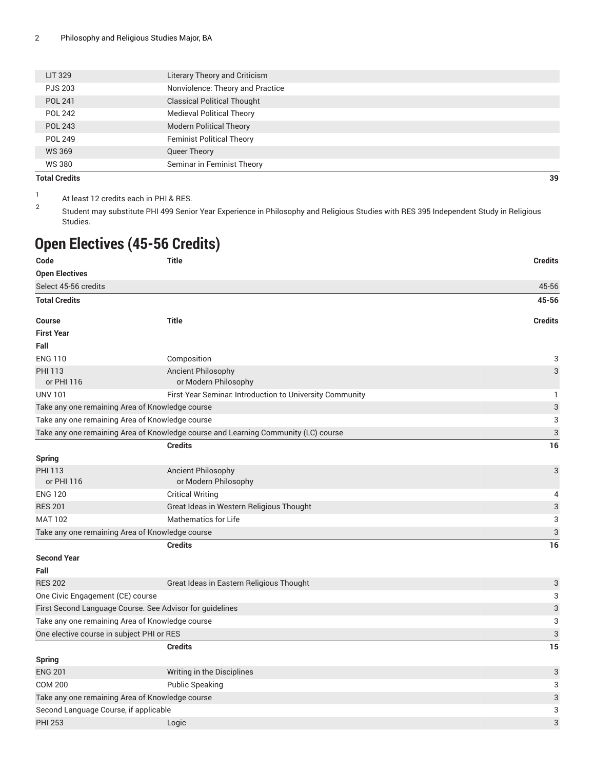| Code | Title | Credits |
| --- | --- | --- |
| LIT 329 | Literary Theory and Criticism | |
| PJS 203 | Nonviolence: Theory and Practice | |
| POL 241 | Classical Political Thought | |
| POL 242 | Medieval Political Theory | |
| POL 243 | Modern Political Theory | |
| POL 249 | Feminist Political Theory | |
| WS 369 | Queer Theory | |
| WS 380 | Seminar in Feminist Theory | |
| **Total Credits** | | **39** |

1. At least 12 credits each in PHI & RES.
2. Student may substitute PHI 499 Senior Year Experience in Philosophy and Religious Studies with RES 395 Independent Study in Religious Studies.

## Open Electives (45-56 Credits)

| Code | Title | Credits |
| --- | --- | --- |
| **Open Electives** | | |
| Select 45-56 credits | | 45-56 |
| **Total Credits** | | **45-56** |

| Course | Title | Credits |
| --- | --- | --- |
| **First Year** | | |
| **Fall** | | |
| ENG 110 | Composition | 3 |
| PHI 113 or PHI 116 | Ancient Philosophy or Modern Philosophy | 3 |
| UNV 101 | First-Year Seminar: Introduction to University Community | 1 |
| Take any one remaining Area of Knowledge course | | 3 |
| Take any one remaining Area of Knowledge course | | 3 |
| Take any one remaining Area of Knowledge course and Learning Community (LC) course | | 3 |
| | **Credits** | **16** |
| **Spring** | | |
| PHI 113 or PHI 116 | Ancient Philosophy or Modern Philosophy | 3 |
| ENG 120 | Critical Writing | 4 |
| RES 201 | Great Ideas in Western Religious Thought | 3 |
| MAT 102 | Mathematics for Life | 3 |
| Take any one remaining Area of Knowledge course | | 3 |
| | **Credits** | **16** |
| **Second Year** | | |
| **Fall** | | |
| RES 202 | Great Ideas in Eastern Religious Thought | 3 |
| One Civic Engagement (CE) course | | 3 |
| First Second Language Course. See Advisor for guidelines | | 3 |
| Take any one remaining Area of Knowledge course | | 3 |
| One elective course in subject PHI or RES | | 3 |
| | **Credits** | **15** |
| **Spring** | | |
| ENG 201 | Writing in the Disciplines | 3 |
| COM 200 | Public Speaking | 3 |
| Take any one remaining Area of Knowledge course | | 3 |
| Second Language Course, if applicable | | 3 |
| PHI 253 | Logic | 3 |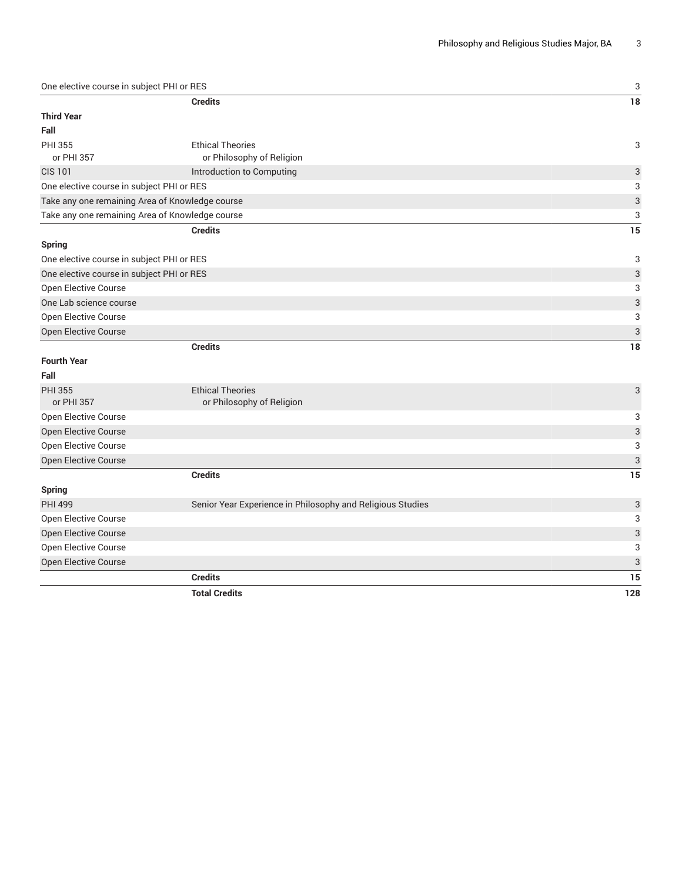| | | |
|---|---|---|
| One elective course in subject PHI or RES | | 3 |
| | **Credits** | **18** |
| **Third Year** | | |
| **Fall** | | |
| PHI 355<br>or PHI 357 | Ethical Theories<br>or Philosophy of Religion | 3 |
| CIS 101 | Introduction to Computing | 3 |
| One elective course in subject PHI or RES | | 3 |
| Take any one remaining Area of Knowledge course | | 3 |
| Take any one remaining Area of Knowledge course | | 3 |
| | **Credits** | **15** |
| **Spring** | | |
| One elective course in subject PHI or RES | | 3 |
| One elective course in subject PHI or RES | | 3 |
| Open Elective Course | | 3 |
| One Lab science course | | 3 |
| Open Elective Course | | 3 |
| Open Elective Course | | 3 |
| | **Credits** | **18** |
| **Fourth Year** | | |
| **Fall** | | |
| PHI 355<br>or PHI 357 | Ethical Theories<br>or Philosophy of Religion | 3 |
| Open Elective Course | | 3 |
| Open Elective Course | | 3 |
| Open Elective Course | | 3 |
| Open Elective Course | | 3 |
| | **Credits** | **15** |
| **Spring** | | |
| PHI 499 | Senior Year Experience in Philosophy and Religious Studies | 3 |
| Open Elective Course | | 3 |
| Open Elective Course | | 3 |
| Open Elective Course | | 3 |
| Open Elective Course | | 3 |
| | **Credits** | **15** |
| | **Total Credits** | **128** |